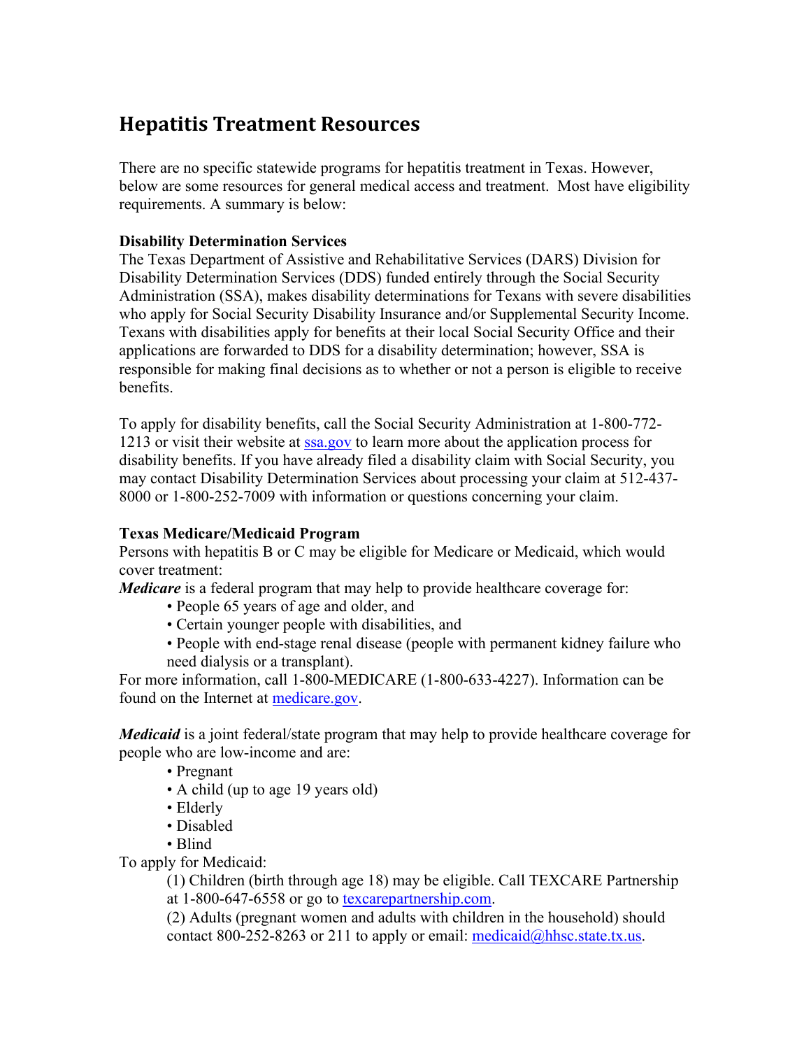# Hepatitis Treatment Resources

There are no specific statewide programs for hepatitis treatment in Texas. However, below are some resources for general medical access and treatment. Most have eligibility requirements. A summary is below:

**Disability Determination Services**

The Texas Department of Assistive and Rehabilitative Services (DARS) Division for Disability Determination Services (DDS) funded entirely through the Social Security Administration (SSA), makes disability determinations for Texans with severe disabilities who apply for Social Security Disability Insurance and/or Supplemental Security Income. Texans with disabilities apply for benefits at their local Social Security Office and their applications are forwarded to DDS for a disability determination; however, SSA is responsible for making final decisions as to whether or not a person is eligible to receive benefits.

To apply for disability benefits, call the Social Security Administration at 1-800-772-1213 or visit their website at [ssa.gov](ssa.gov) to learn more about the application process for disability benefits. If you have already filed a disability claim with Social Security, you may contact Disability Determination Services about processing your claim at 512-437-8000 or 1-800-252-7009 with information or questions concerning your claim.

**Texas Medicare/Medicaid Program**

Persons with hepatitis B or C may be eligible for Medicare or Medicaid, which would cover treatment:

***Medicare*** is a federal program that may help to provide healthcare coverage for:

- People 65 years of age and older, and
- Certain younger people with disabilities, and
- People with end-stage renal disease (people with permanent kidney failure who need dialysis or a transplant).

For more information, call 1-800-MEDICARE (1-800-633-4227). Information can be found on the Internet at [medicare.gov](medicare.gov).

***Medicaid*** is a joint federal/state program that may help to provide healthcare coverage for people who are low-income and are:

- Pregnant
- A child (up to age 19 years old)
- Elderly
- Disabled
- Blind

To apply for Medicaid:

(1) Children (birth through age 18) may be eligible. Call TEXCARE Partnership at 1-800-647-6558 or go to [texcarepartnership.com](texcarepartnership.com).

(2) Adults (pregnant women and adults with children in the household) should contact 800-252-8263 or 211 to apply or email: [medicaid@hhsc.state.tx.us](mailto:medicaid@hhsc.state.tx.us).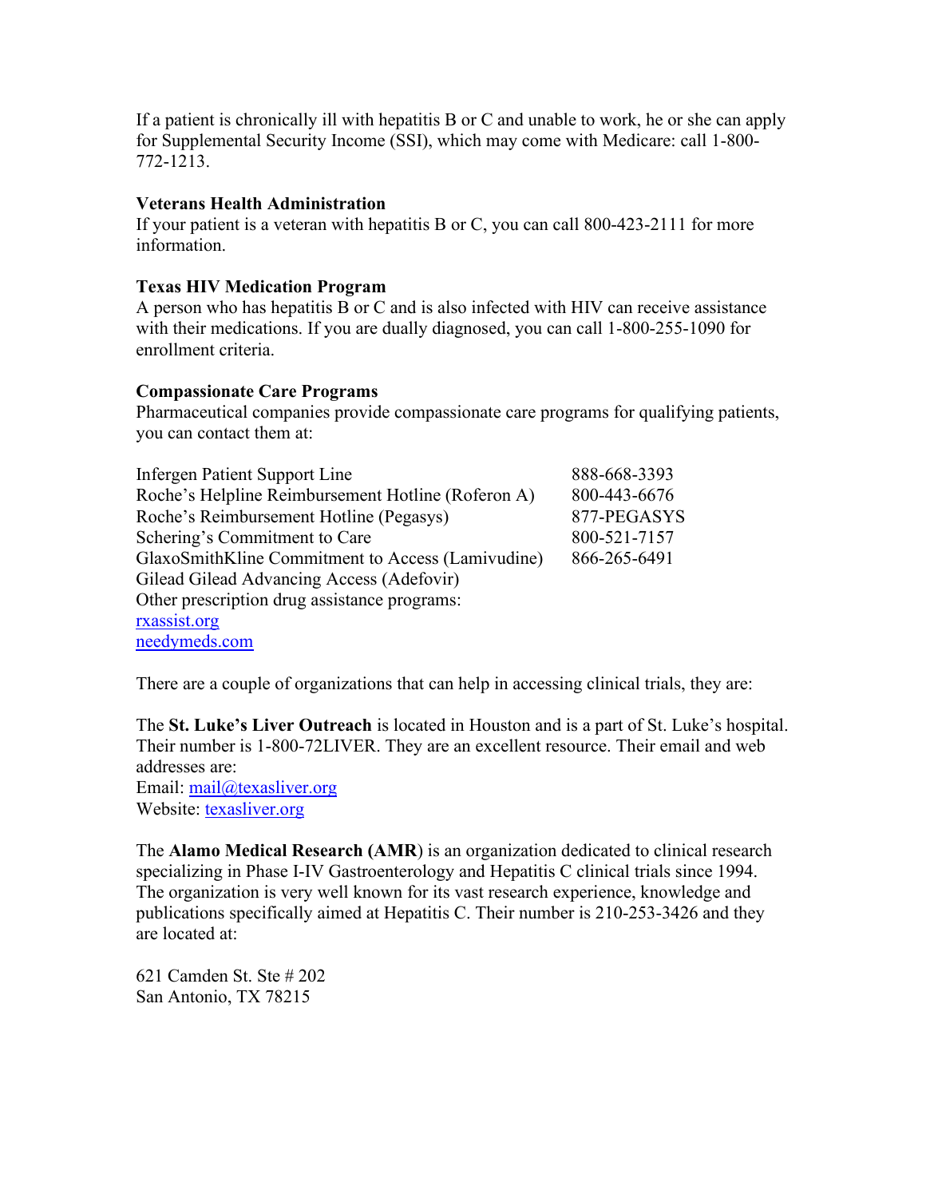If a patient is chronically ill with hepatitis B or C and unable to work, he or she can apply for Supplemental Security Income (SSI), which may come with Medicare: call 1-800-772-1213.

**Veterans Health Administration**
If your patient is a veteran with hepatitis B or C, you can call 800-423-2111 for more information.

**Texas HIV Medication Program**
A person who has hepatitis B or C and is also infected with HIV can receive assistance with their medications. If you are dually diagnosed, you can call 1-800-255-1090 for enrollment criteria.

**Compassionate Care Programs**
Pharmaceutical companies provide compassionate care programs for qualifying patients, you can contact them at:

| | |
|---|---|
| Infergen Patient Support Line | 888-668-3393 |
| Roche's Helpline Reimbursement Hotline (Roferon A) | 800-443-6676 |
| Roche's Reimbursement Hotline (Pegasys) | 877-PEGASYS |
| Schering's Commitment to Care | 800-521-7157 |
| GlaxoSmithKline Commitment to Access (Lamivudine) | 866-265-6491 |
| Gilead Gilead Advancing Access (Adefovir) | |

Other prescription drug assistance programs:
rxassist.org
needymeds.com

There are a couple of organizations that can help in accessing clinical trials, they are:

The **St. Luke's Liver Outreach** is located in Houston and is a part of St. Luke's hospital. Their number is 1-800-72LIVER. They are an excellent resource. Their email and web addresses are:
Email: mail@texasliver.org
Website: texasliver.org

The **Alamo Medical Research (AMR**) is an organization dedicated to clinical research specializing in Phase I-IV Gastroenterology and Hepatitis C clinical trials since 1994. The organization is very well known for its vast research experience, knowledge and publications specifically aimed at Hepatitis C. Their number is 210-253-3426 and they are located at:

621 Camden St. Ste # 202
San Antonio, TX 78215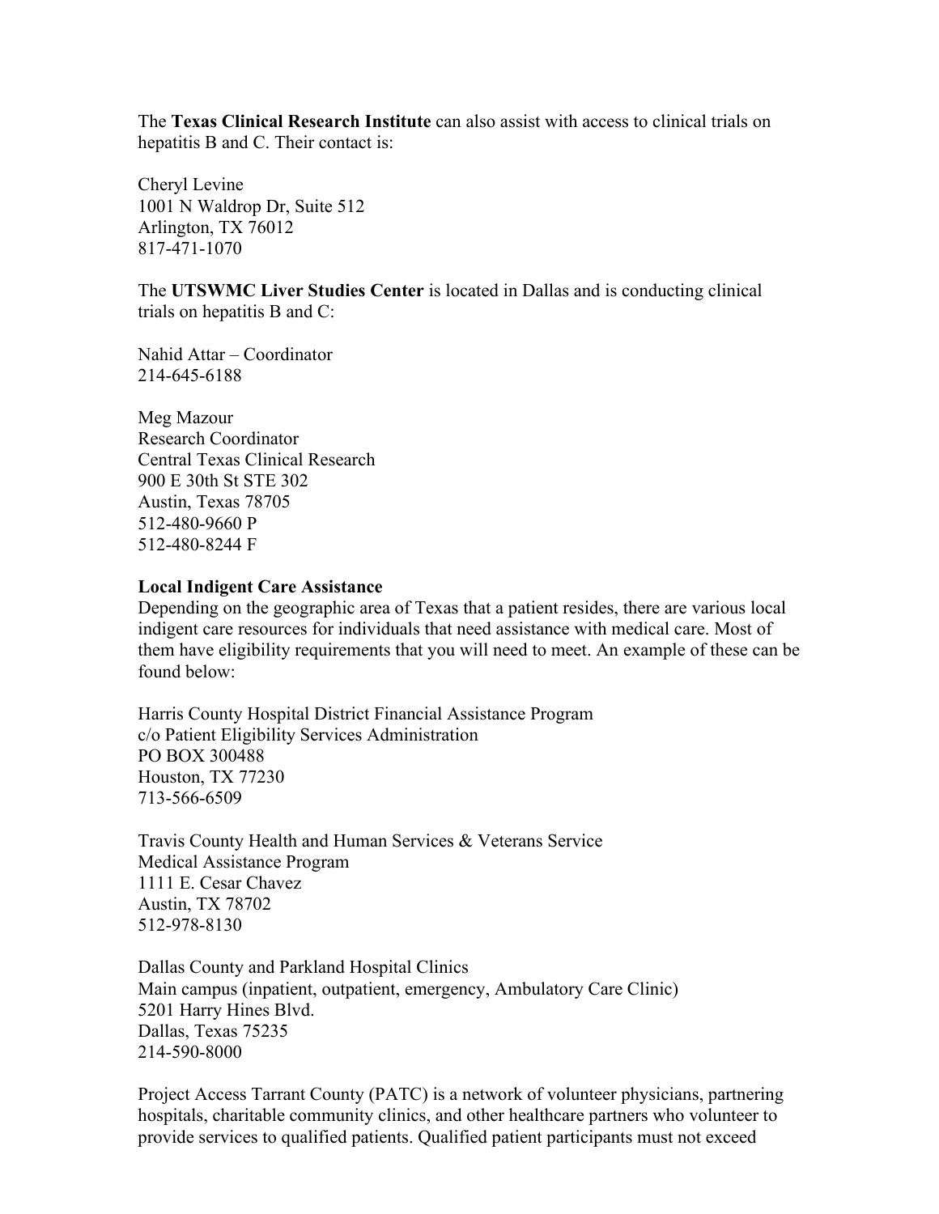The **Texas Clinical Research Institute** can also assist with access to clinical trials on hepatitis B and C. Their contact is:

Cheryl Levine  
1001 N Waldrop Dr, Suite 512  
Arlington, TX 76012  
817-471-1070

The **UTSWMC Liver Studies Center** is located in Dallas and is conducting clinical trials on hepatitis B and C:

Nahid Attar – Coordinator  
214-645-6188

Meg Mazour  
Research Coordinator  
Central Texas Clinical Research  
900 E 30th St STE 302  
Austin, Texas 78705  
512-480-9660 P  
512-480-8244 F

**Local Indigent Care Assistance**

Depending on the geographic area of Texas that a patient resides, there are various local indigent care resources for individuals that need assistance with medical care. Most of them have eligibility requirements that you will need to meet. An example of these can be found below:

Harris County Hospital District Financial Assistance Program  
c/o Patient Eligibility Services Administration  
PO BOX 300488  
Houston, TX 77230  
713-566-6509

Travis County Health and Human Services & Veterans Service  
Medical Assistance Program  
1111 E. Cesar Chavez  
Austin, TX 78702  
512-978-8130

Dallas County and Parkland Hospital Clinics  
Main campus (inpatient, outpatient, emergency, Ambulatory Care Clinic)  
5201 Harry Hines Blvd.  
Dallas, Texas 75235  
214-590-8000

Project Access Tarrant County (PATC) is a network of volunteer physicians, partnering hospitals, charitable community clinics, and other healthcare partners who volunteer to provide services to qualified patients. Qualified patient participants must not exceed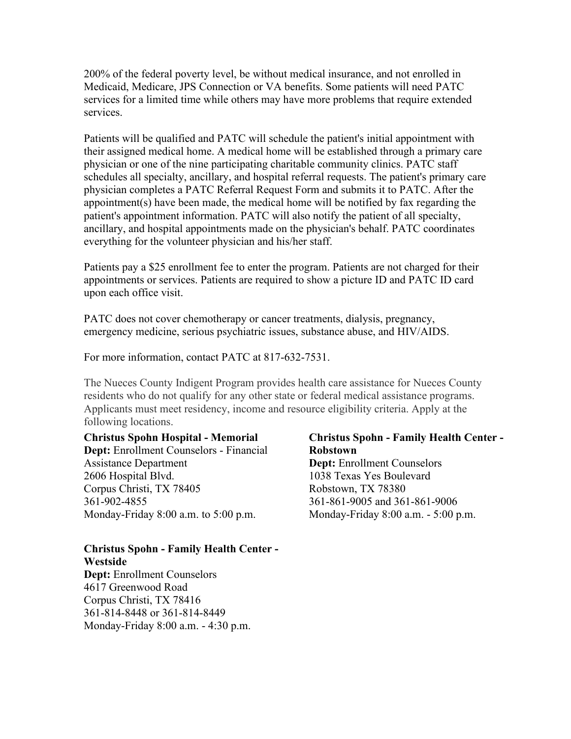200% of the federal poverty level, be without medical insurance, and not enrolled in Medicaid, Medicare, JPS Connection or VA benefits. Some patients will need PATC services for a limited time while others may have more problems that require extended services.

Patients will be qualified and PATC will schedule the patient's initial appointment with their assigned medical home. A medical home will be established through a primary care physician or one of the nine participating charitable community clinics. PATC staff schedules all specialty, ancillary, and hospital referral requests. The patient's primary care physician completes a PATC Referral Request Form and submits it to PATC. After the appointment(s) have been made, the medical home will be notified by fax regarding the patient's appointment information. PATC will also notify the patient of all specialty, ancillary, and hospital appointments made on the physician's behalf. PATC coordinates everything for the volunteer physician and his/her staff.

Patients pay a $25 enrollment fee to enter the program. Patients are not charged for their appointments or services. Patients are required to show a picture ID and PATC ID card upon each office visit.

PATC does not cover chemotherapy or cancer treatments, dialysis, pregnancy, emergency medicine, serious psychiatric issues, substance abuse, and HIV/AIDS.

For more information, contact PATC at 817-632-7531.

The Nueces County Indigent Program provides health care assistance for Nueces County residents who do not qualify for any other state or federal medical assistance programs. Applicants must meet residency, income and resource eligibility criteria. Apply at the following locations.

**Christus Spohn Hospital - Memorial**
**Dept:** Enrollment Counselors - Financial Assistance Department
2606 Hospital Blvd.
Corpus Christi, TX 78405
361-902-4855
Monday-Friday 8:00 a.m. to 5:00 p.m.

**Christus Spohn - Family Health Center - Robstown**
**Dept:** Enrollment Counselors
1038 Texas Yes Boulevard
Robstown, TX 78380
361-861-9005 and 361-861-9006
Monday-Friday 8:00 a.m. - 5:00 p.m.

**Christus Spohn - Family Health Center - Westside**
**Dept:** Enrollment Counselors
4617 Greenwood Road
Corpus Christi, TX 78416
361-814-8448 or 361-814-8449
Monday-Friday 8:00 a.m. - 4:30 p.m.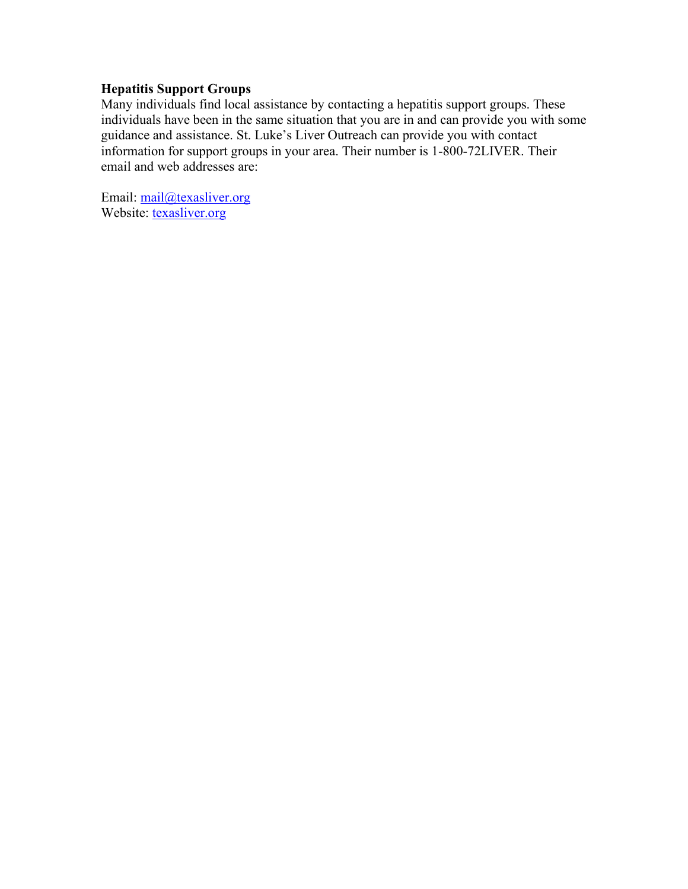**Hepatitis Support Groups**

Many individuals find local assistance by contacting a hepatitis support groups. These individuals have been in the same situation that you are in and can provide you with some guidance and assistance. St. Luke's Liver Outreach can provide you with contact information for support groups in your area. Their number is 1-800-72LIVER. Their email and web addresses are:

Email: mail@texasliver.org
Website: texasliver.org